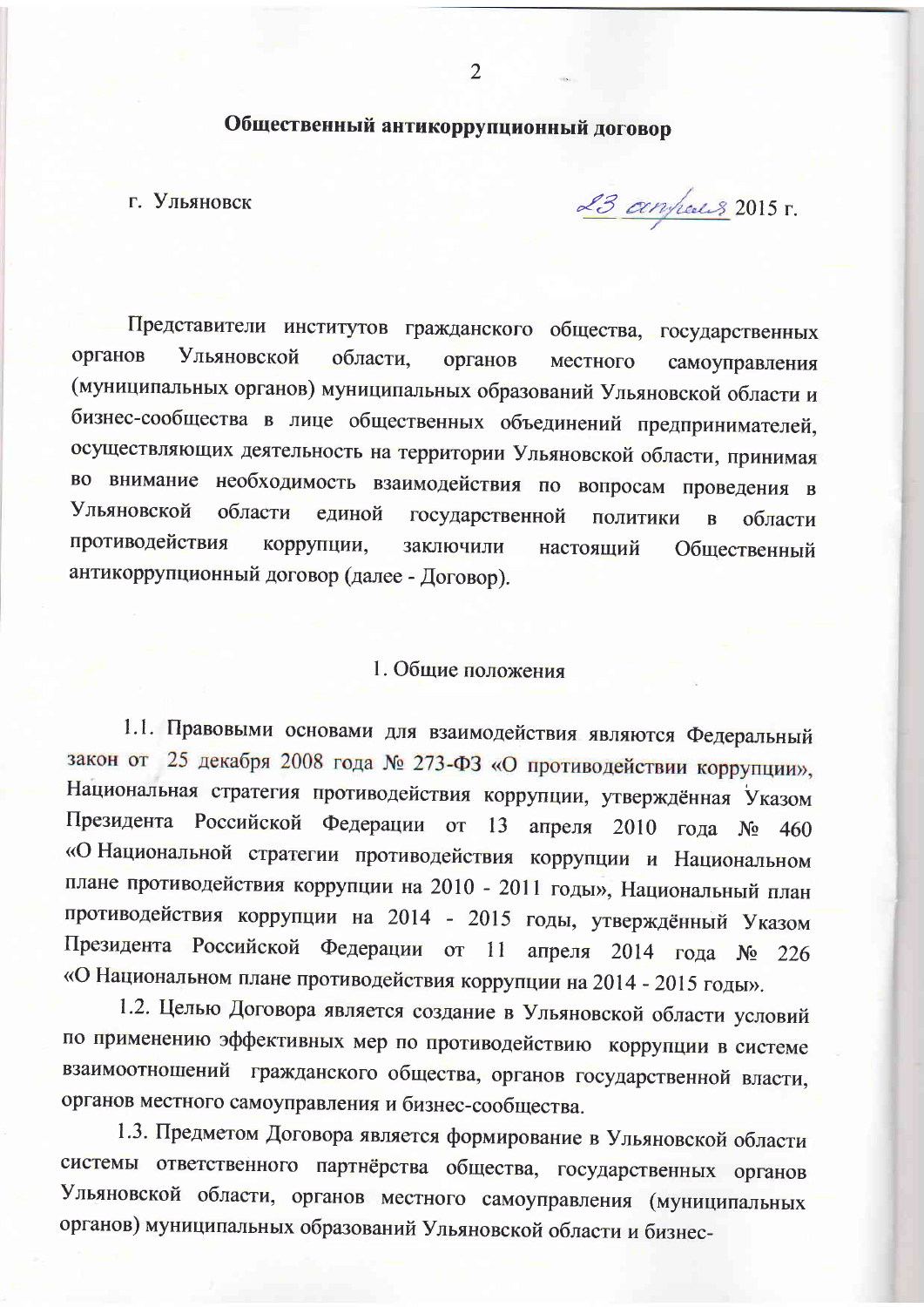# Общественный антикоррупционный договор

г. Ульяновск 23 апреля 2015 г.

Представители институтов гражданского общества, государственных органов Ульяновской области, органов местного самоуправления (муниципальных органов) муниципальных образований Ульяновской области и бизнес-сообщества в лице общественных объединений предпринимателей, осуществляющих деятельность на территории Ульяновской области, принимая во внимание необходимость взаимодействия по вопросам проведения в Ульяновской области единой государственной политики в области противодействия коррупции, заключили настоящий Общественный антикоррупционный договор (далее - Договор).

## 1. Общие положения

1.1. Правовыми основами для взаимодействия являются Федеральный закон от 25 декабря 2008 года № 273-ФЗ «О противодействии коррупции», Национальная стратегия противодействия коррупции, утверждённая Указом Президента Российской Федерации от 13 апреля 2010 года № 460 «О Национальной стратегии противодействия коррупции и Национальном плане противодействия коррупции на 2010 - 2011 годы», Национальный план противодействия коррупции на 2014 - 2015 годы, утверждённый Указом Президента Российской Федерации от 11 апреля 2014 года № 226 «О Национальном плане противодействия коррупции на 2014 - 2015 годы».

1.2. Целью Договора является создание в Ульяновской области условий по применению эффективных мер по противодействию коррупции в системе взаимоотношений гражданского общества, органов государственной власти, органов местного самоуправления и бизнес-сообщества.

1.3. Предметом Договора является формирование в Ульяновской области системы ответственного партнёрства общества, государственных органов Ульяновской области, органов местного самоуправления (муниципальных органов) муниципальных образований Ульяновской области и бизнес-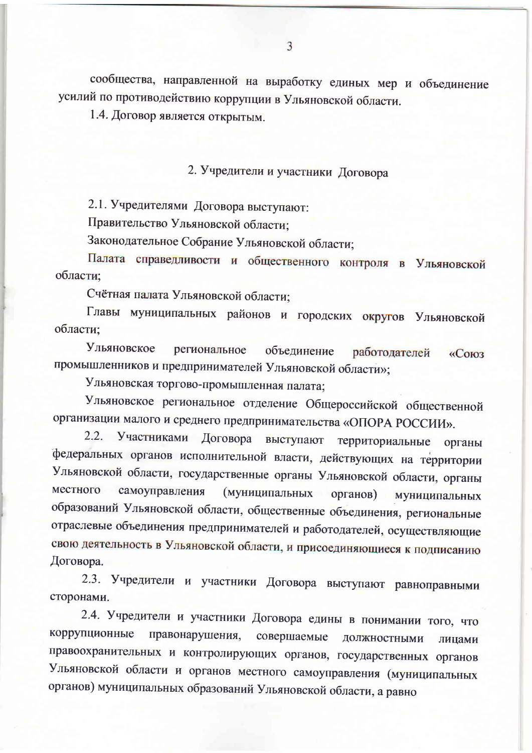сообщества, направленной на выработку единых мер и объединение усилий по противодействию коррупции в Ульяновской области.

1.4. Договор является открытым.

## 2. Учредители и участники Договора

2.1. Учредителями Договора выступают:

Правительство Ульяновской области;

Законодательное Собрание Ульяновской области;

Палата справедливости и общественного контроля в Ульяновской области;

Счётная палата Ульяновской области;

Главы муниципальных районов и городских округов Ульяновской области;

Ульяновское региональное объединение работодателей «Союз промышленников и предпринимателей Ульяновской области»;

Ульяновская торгово-промышленная палата;

Ульяновское региональное отделение Общероссийской общественной организации малого и среднего предпринимательства «ОПОРА РОССИИ».

2.2. Участниками Договора выступают территориальные органы федеральных органов исполнительной власти, действующих на территории Ульяновской области, государственные органы Ульяновской области, органы местного самоуправления (муниципальных органов) муниципальных образований Ульяновской области, общественные объединения, региональные отраслевые объединения предпринимателей и работодателей, осуществляющие свою деятельность в Ульяновской области, и присоединяющиеся к подписанию Договора.

2.3. Учредители и участники Договора выступают равноправными сторонами.

2.4. Учредители и участники Договора едины в понимании того, что коррупционные правонарушения, совершаемые должностными лицами правоохранительных и контролирующих органов, государственных органов Ульяновской области и органов местного самоуправления (муниципальных органов) муниципальных образований Ульяновской области, а равно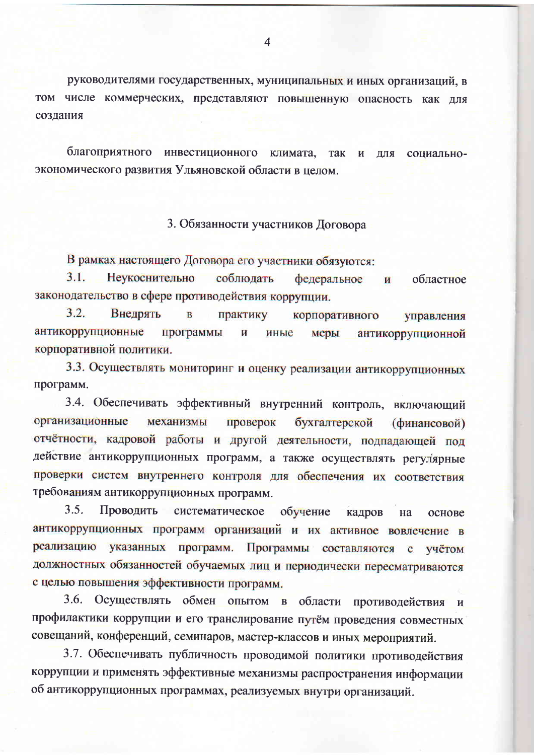руководителями государственных, муниципальных и иных организаций, в том числе коммерческих, представляют повышенную опасность как для создания

благоприятного инвестиционного климата, так и для социально-экономического развития Ульяновской области в целом.

### 3. Обязанности участников Договора

В рамках настоящего Договора его участники обязуются:

3.1. Неукоснительно соблюдать федеральное и областное законодательство в сфере противодействия коррупции.

3.2. Внедрять в практику корпоративного управления антикоррупционные программы и иные меры антикоррупционной корпоративной политики.

3.3. Осуществлять мониторинг и оценку реализации антикоррупционных программ.

3.4. Обеспечивать эффективный внутренний контроль, включающий организационные механизмы проверок бухгалтерской (финансовой) отчётности, кадровой работы и другой деятельности, подпадающей под действие антикоррупционных программ, а также осуществлять регулярные проверки систем внутреннего контроля для обеспечения их соответствия требованиям антикоррупционных программ.

3.5. Проводить систематическое обучение кадров на основе антикоррупционных программ организаций и их активное вовлечение в реализацию указанных программ. Программы составляются с учётом должностных обязанностей обучаемых лиц и периодически пересматриваются с целью повышения эффективности программ.

3.6. Осуществлять обмен опытом в области противодействия и профилактики коррупции и его транслирование путём проведения совместных совещаний, конференций, семинаров, мастер-классов и иных мероприятий.

3.7. Обеспечивать публичность проводимой политики противодействия коррупции и применять эффективные механизмы распространения информации об антикоррупционных программах, реализуемых внутри организаций.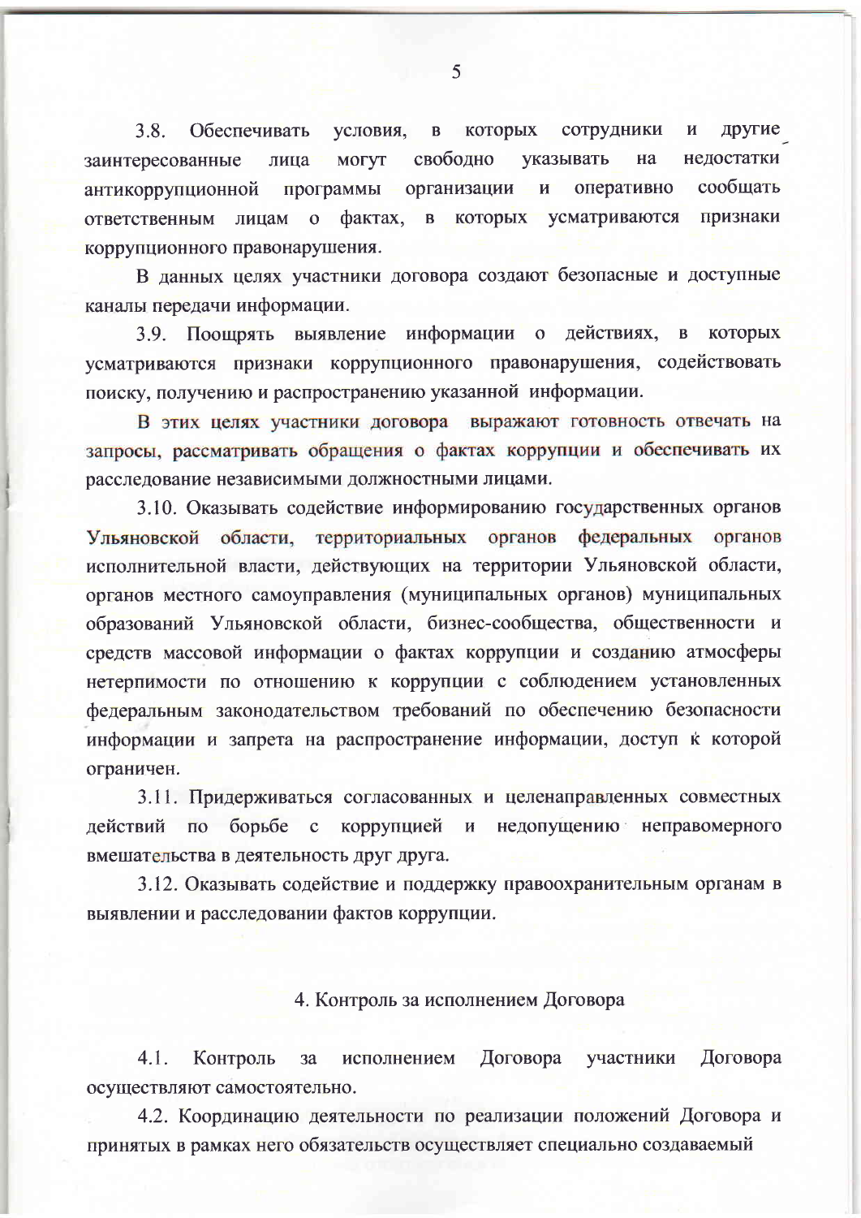3.8. Обеспечивать условия, в которых сотрудники и другие заинтересованные лица могут свободно указывать на недостатки антикоррупционной программы организации и оперативно сообщать ответственным лицам о фактах, в которых усматриваются признаки коррупционного правонарушения.

В данных целях участники договора создают безопасные и доступные каналы передачи информации.

3.9. Поощрять выявление информации о действиях, в которых усматриваются признаки коррупционного правонарушения, содействовать поиску, получению и распространению указанной информации.

В этих целях участники договора выражают готовность отвечать на запросы, рассматривать обращения о фактах коррупции и обеспечивать их расследование независимыми должностными лицами.

3.10. Оказывать содействие информированию государственных органов Ульяновской области, территориальных органов федеральных органов исполнительной власти, действующих на территории Ульяновской области, органов местного самоуправления (муниципальных органов) муниципальных образований Ульяновской области, бизнес-сообщества, общественности и средств массовой информации о фактах коррупции и созданию атмосферы нетерпимости по отношению к коррупции с соблюдением установленных федеральным законодательством требований по обеспечению безопасности информации и запрета на распространение информации, доступ к которой ограничен.

3.11. Придерживаться согласованных и целенаправленных совместных действий по борьбе с коррупцией и недопущению неправомерного вмешательства в деятельность друг друга.

3.12. Оказывать содействие и поддержку правоохранительным органам в выявлении и расследовании фактов коррупции.

## 4. Контроль за исполнением Договора

4.1. Контроль за исполнением Договора участники Договора осуществляют самостоятельно.

4.2. Координацию деятельности по реализации положений Договора и принятых в рамках него обязательств осуществляет специально создаваемый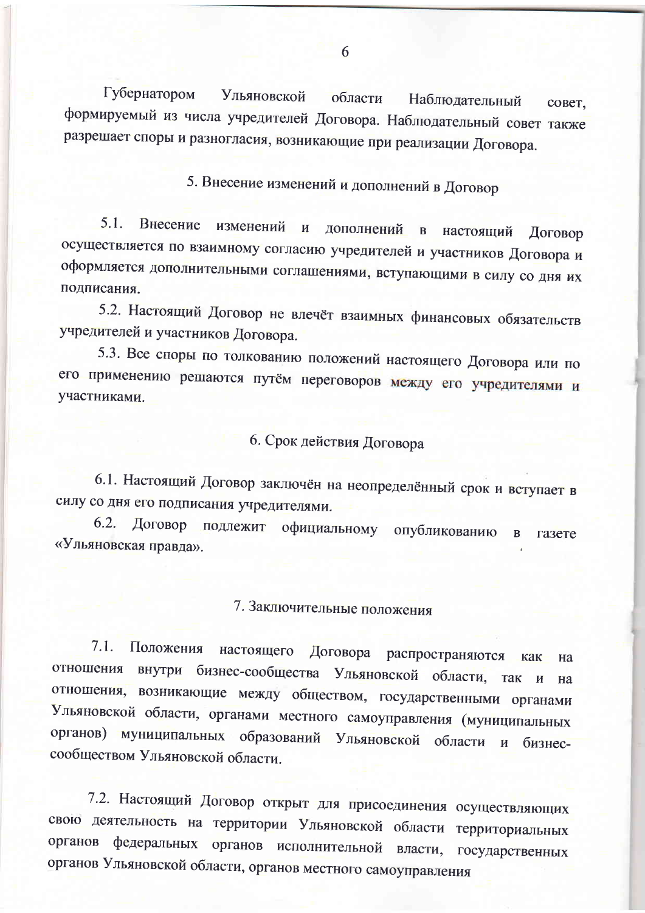Губернатором Ульяновской области Наблюдательный совет, формируемый из числа учредителей Договора. Наблюдательный совет также разрешает споры и разногласия, возникающие при реализации Договора.

## 5. Внесение изменений и дополнений в Договор

5.1. Внесение изменений и дополнений в настоящий Договор осуществляется по взаимному согласию учредителей и участников Договора и оформляется дополнительными соглашениями, вступающими в силу со дня их подписания.

5.2. Настоящий Договор не влечёт взаимных финансовых обязательств учредителей и участников Договора.

5.3. Все споры по толкованию положений настоящего Договора или по его применению решаются путём переговоров между его учредителями и участниками.

## 6. Срок действия Договора

6.1. Настоящий Договор заключён на неопределённый срок и вступает в силу со дня его подписания учредителями.

6.2. Договор подлежит официальному опубликованию в газете «Ульяновская правда».

## 7. Заключительные положения

7.1. Положения настоящего Договора распространяются как на отношения внутри бизнес-сообщества Ульяновской области, так и на отношения, возникающие между обществом, государственными органами Ульяновской области, органами местного самоуправления (муниципальных органов) муниципальных образований Ульяновской области и бизнес-сообществом Ульяновской области.

7.2. Настоящий Договор открыт для присоединения осуществляющих свою деятельность на территории Ульяновской области территориальных органов федеральных органов исполнительной власти, государственных органов Ульяновской области, органов местного самоуправления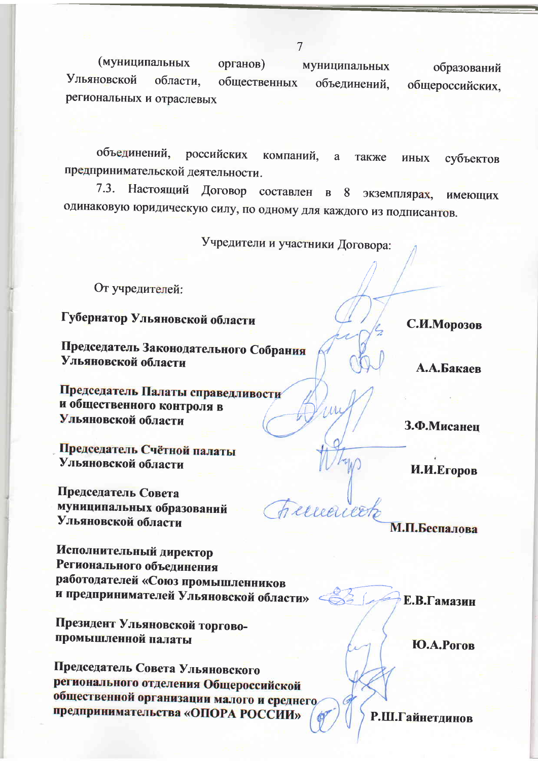(муниципальных органов) муниципальных образований Ульяновской области, общественных объединений, общероссийских, региональных и отраслевых

объединений, российских компаний, а также иных субъектов предпринимательской деятельности.

7.3. Настоящий Договор составлен в 8 экземплярах, имеющих одинаковую юридическую силу, по одному для каждого из подписантов.

Учредители и участники Договора:

От учредителей:

| | |
|---|---|
| **Губернатор Ульяновской области** | **С.И.Морозов** |
| **Председатель Законодательного Собрания Ульяновской области** | **А.А.Бакаев** |
| **Председатель Палаты справедливости и общественного контроля в Ульяновской области** | **З.Ф.Мисанец** |
| **Председатель Счётной палаты Ульяновской области** | **И.И.Егоров** |
| **Председатель Совета муниципальных образований Ульяновской области** | **М.П.Беспалова** |
| **Исполнительный директор Регионального объединения работодателей «Союз промышленников и предпринимателей Ульяновской области»** | **Е.В.Гамазин** |
| **Президент Ульяновской торгово-промышленной палаты** | **Ю.А.Рогов** |
| **Председатель Совета Ульяновского регионального отделения Общероссийской общественной организации малого и среднего предпринимательства «ОПОРА РОССИИ»** | **Р.Ш.Гайнетдинов** |